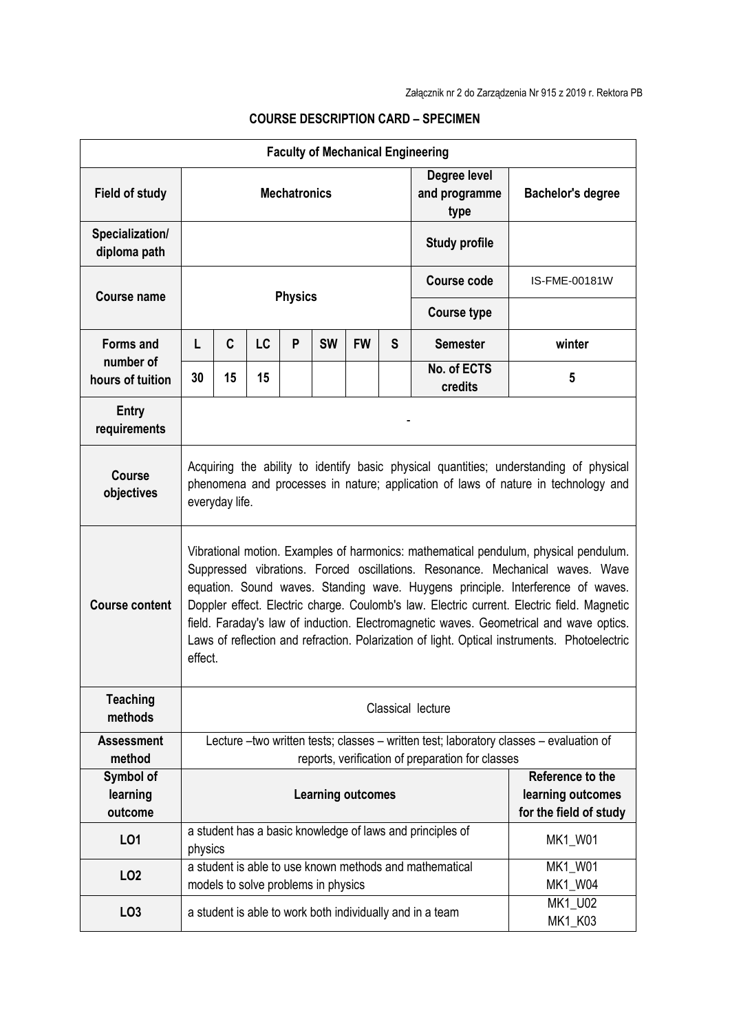Załącznik nr 2 do Zarządzenia Nr 915 z 2019 r. Rektora PB

## COURSE DESCRIPTION CARD – SPECIMEN

| **Faculty of Mechanical Engineering** | | | | | | | | | |
|---|---|---|---|---|---|---|---|---|---|
| **Field of study** | **Mechatronics** | | | | | | | **Degree level and programme type** | **Bachelor's degree** |
| **Specialization/ diploma path** | | | | | | | | **Study profile** | |
| **Course name** | **Physics** | | | | | | | **Course code** | IS-FME-00181W |
| | | | | | | | | **Course type** | |
| **Forms and number of hours of tuition** | **L** | **C** | **LC** | **P** | **SW** | **FW** | **S** | **Semester** | **winter** |
| | **30** | **15** | **15** | | | | | **No. of ECTS credits** | **5** |
| **Entry requirements** | - | | | | | | | | |
| **Course objectives** | Acquiring the ability to identify basic physical quantities; understanding of physical phenomena and processes in nature; application of laws of nature in technology and everyday life. | | | | | | | | |
| **Course content** | Vibrational motion. Examples of harmonics: mathematical pendulum, physical pendulum. Suppressed vibrations. Forced oscillations. Resonance. Mechanical waves. Wave equation. Sound waves. Standing wave. Huygens principle. Interference of waves. Doppler effect. Electric charge. Coulomb's law. Electric current. Electric field. Magnetic field. Faraday's law of induction. Electromagnetic waves. Geometrical and wave optics. Laws of reflection and refraction. Polarization of light. Optical instruments. Photoelectric effect. | | | | | | | | |
| **Teaching methods** | Classical lecture | | | | | | | | |
| **Assessment method** | Lecture –two written tests; classes – written test; laboratory classes – evaluation of reports, verification of preparation for classes | | | | | | | | |
| **Symbol of learning outcome** | **Learning outcomes** | | | | | | | | **Reference to the learning outcomes for the field of study** |
| **LO1** | a student has a basic knowledge of laws and principles of physics | | | | | | | | MK1_W01 |
| **LO2** | a student is able to use known methods and mathematical models to solve problems in physics | | | | | | | | MK1_W01 MK1_W04 |
| **LO3** | a student is able to work both individually and in a team | | | | | | | | MK1_U02 MK1_K03 |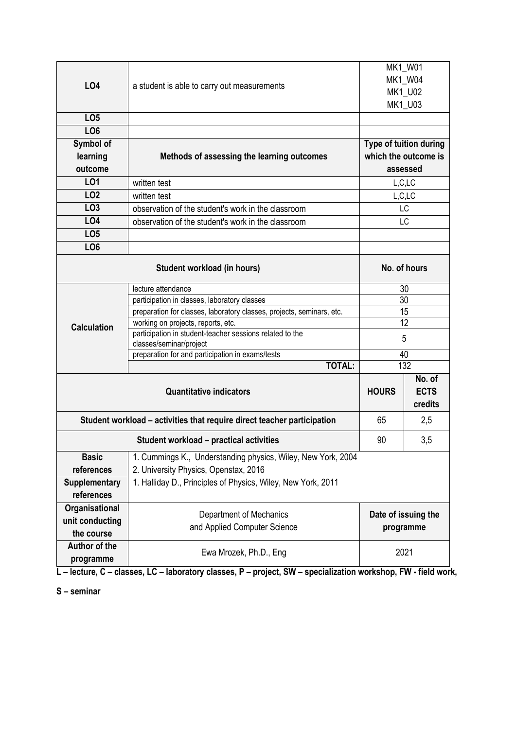| | | |
|---|---|---|
| **LO4** | a student is able to carry out measurements | MK1_W01<br>MK1_W04<br>MK1_U02<br>MK1_U03 |
| **LO5** | | |
| **LO6** | | |

| Symbol of learning outcome | Methods of assessing the learning outcomes | Type of tuition during which the outcome is assessed |
|---|---|---|
| **LO1** | written test | L,C,LC |
| **LO2** | written test | L,C,LC |
| **LO3** | observation of the student's work in the classroom | LC |
| **LO4** | observation of the student's work in the classroom | LC |
| **LO5** | | |
| **LO6** | | |

| Student workload (in hours) | | No. of hours |
|---|---|---|
| **Calculation** | lecture attendance | 30 |
| | participation in classes, laboratory classes | 30 |
| | preparation for classes, laboratory classes, projects, seminars, etc. | 15 |
| | working on projects, reports, etc. | 12 |
| | participation in student-teacher sessions related to the classes/seminar/project | 5 |
| | preparation for and participation in exams/tests | 40 |
| | **TOTAL:** | 132 |

| Quantitative indicators | HOURS | No. of ECTS credits |
|---|---|---|
| **Student workload – activities that require direct teacher participation** | 65 | 2,5 |
| **Student workload – practical activities** | 90 | 3,5 |

| | |
|---|---|
| **Basic references** | 1. Cummings K., Understanding physics, Wiley, New York, 2004<br>2. University Physics, Openstax, 2016 |
| **Supplementary references** | 1. Halliday D., Principles of Physics, Wiley, New York, 2011 |

| | | |
|---|---|---|
| **Organisational unit conducting the course** | Department of Mechanics and Applied Computer Science | **Date of issuing the programme** |
| **Author of the programme** | Ewa Mrozek, Ph.D., Eng | 2021 |

**L – lecture, C – classes, LC – laboratory classes, P – project, SW – specialization workshop, FW - field work, S – seminar**